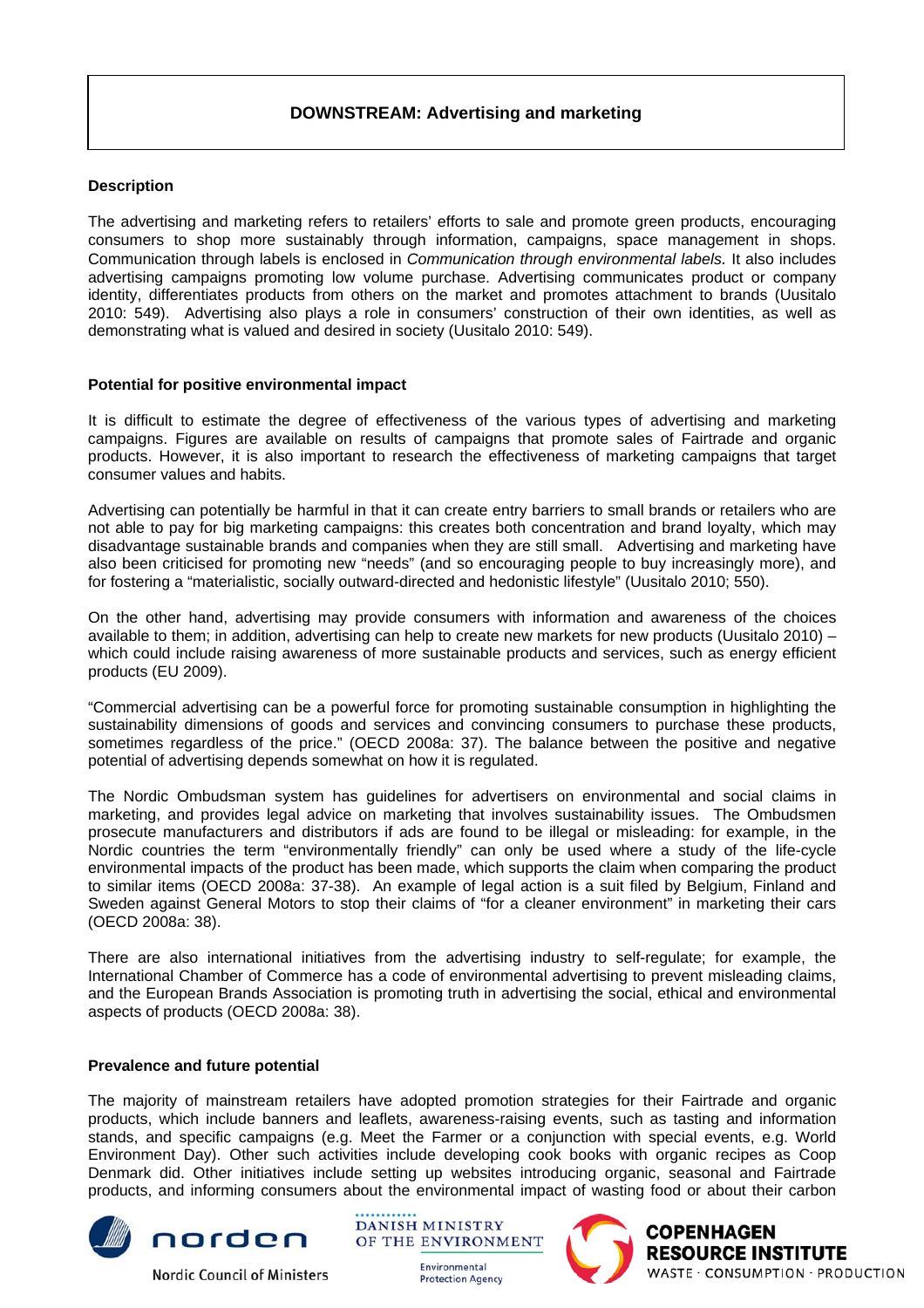# DOWNSTREAM: Advertising and marketing

## Description

The advertising and marketing refers to retailers' efforts to sale and promote green products, encouraging consumers to shop more sustainably through information, campaigns, space management in shops. Communication through labels is enclosed in *Communication through environmental labels.* It also includes advertising campaigns promoting low volume purchase. Advertising communicates product or company identity, differentiates products from others on the market and promotes attachment to brands (Uusitalo 2010: 549). Advertising also plays a role in consumers' construction of their own identities, as well as demonstrating what is valued and desired in society (Uusitalo 2010: 549).

## Potential for positive environmental impact

It is difficult to estimate the degree of effectiveness of the various types of advertising and marketing campaigns. Figures are available on results of campaigns that promote sales of Fairtrade and organic products. However, it is also important to research the effectiveness of marketing campaigns that target consumer values and habits.

Advertising can potentially be harmful in that it can create entry barriers to small brands or retailers who are not able to pay for big marketing campaigns: this creates both concentration and brand loyalty, which may disadvantage sustainable brands and companies when they are still small. Advertising and marketing have also been criticised for promoting new "needs" (and so encouraging people to buy increasingly more), and for fostering a "materialistic, socially outward-directed and hedonistic lifestyle" (Uusitalo 2010; 550).

On the other hand, advertising may provide consumers with information and awareness of the choices available to them; in addition, advertising can help to create new markets for new products (Uusitalo 2010) – which could include raising awareness of more sustainable products and services, such as energy efficient products (EU 2009).

"Commercial advertising can be a powerful force for promoting sustainable consumption in highlighting the sustainability dimensions of goods and services and convincing consumers to purchase these products, sometimes regardless of the price." (OECD 2008a: 37). The balance between the positive and negative potential of advertising depends somewhat on how it is regulated.

The Nordic Ombudsman system has guidelines for advertisers on environmental and social claims in marketing, and provides legal advice on marketing that involves sustainability issues. The Ombudsmen prosecute manufacturers and distributors if ads are found to be illegal or misleading: for example, in the Nordic countries the term "environmentally friendly" can only be used where a study of the life-cycle environmental impacts of the product has been made, which supports the claim when comparing the product to similar items (OECD 2008a: 37-38). An example of legal action is a suit filed by Belgium, Finland and Sweden against General Motors to stop their claims of "for a cleaner environment" in marketing their cars (OECD 2008a: 38).

There are also international initiatives from the advertising industry to self-regulate; for example, the International Chamber of Commerce has a code of environmental advertising to prevent misleading claims, and the European Brands Association is promoting truth in advertising the social, ethical and environmental aspects of products (OECD 2008a: 38).

## Prevalence and future potential

The majority of mainstream retailers have adopted promotion strategies for their Fairtrade and organic products, which include banners and leaflets, awareness-raising events, such as tasting and information stands, and specific campaigns (e.g. Meet the Farmer or a conjunction with special events, e.g. World Environment Day). Other such activities include developing cook books with organic recipes as Coop Denmark did. Other initiatives include setting up websites introducing organic, seasonal and Fairtrade products, and informing consumers about the environmental impact of wasting food or about their carbon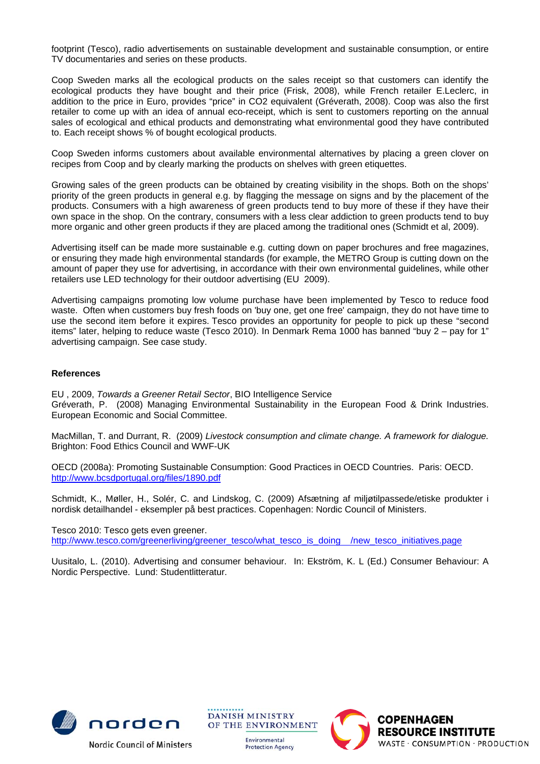footprint (Tesco), radio advertisements on sustainable development and sustainable consumption, or entire TV documentaries and series on these products.

Coop Sweden marks all the ecological products on the sales receipt so that customers can identify the ecological products they have bought and their price (Frisk, 2008), while French retailer E.Leclerc, in addition to the price in Euro, provides "price" in CO2 equivalent (Gréverath, 2008). Coop was also the first retailer to come up with an idea of annual eco-receipt, which is sent to customers reporting on the annual sales of ecological and ethical products and demonstrating what environmental good they have contributed to. Each receipt shows % of bought ecological products.

Coop Sweden informs customers about available environmental alternatives by placing a green clover on recipes from Coop and by clearly marking the products on shelves with green etiquettes.

Growing sales of the green products can be obtained by creating visibility in the shops. Both on the shops' priority of the green products in general e.g. by flagging the message on signs and by the placement of the products. Consumers with a high awareness of green products tend to buy more of these if they have their own space in the shop. On the contrary, consumers with a less clear addiction to green products tend to buy more organic and other green products if they are placed among the traditional ones (Schmidt et al, 2009).

Advertising itself can be made more sustainable e.g. cutting down on paper brochures and free magazines, or ensuring they made high environmental standards (for example, the METRO Group is cutting down on the amount of paper they use for advertising, in accordance with their own environmental guidelines, while other retailers use LED technology for their outdoor advertising (EU 2009).

Advertising campaigns promoting low volume purchase have been implemented by Tesco to reduce food waste. Often when customers buy fresh foods on 'buy one, get one free' campaign, they do not have time to use the second item before it expires. Tesco provides an opportunity for people to pick up these "second items" later, helping to reduce waste (Tesco 2010). In Denmark Rema 1000 has banned "buy 2 – pay for 1" advertising campaign. See case study.

**References**

EU , 2009, *Towards a Greener Retail Sector*, BIO Intelligence Service
Gréverath, P. (2008) Managing Environmental Sustainability in the European Food & Drink Industries. European Economic and Social Committee.

MacMillan, T. and Durrant, R. (2009) *Livestock consumption and climate change. A framework for dialogue.* Brighton: Food Ethics Council and WWF-UK

OECD (2008a): Promoting Sustainable Consumption: Good Practices in OECD Countries. Paris: OECD. http://www.bcsdportugal.org/files/1890.pdf

Schmidt, K., Møller, H., Solér, C. and Lindskog, C. (2009) Afsætning af miljøtilpassede/etiske produkter i nordisk detailhandel - eksempler på best practices. Copenhagen: Nordic Council of Ministers.

Tesco 2010: Tesco gets even greener.
http://www.tesco.com/greenerliving/greener_tesco/what_tesco_is_doing /new_tesco_initiatives.page

Uusitalo, L. (2010). Advertising and consumer behaviour. In: Ekström, K. L (Ed.) Consumer Behaviour: A Nordic Perspective. Lund: Studentlitteratur.

Nordic Council of Ministers

DANISH MINISTRY OF THE ENVIRONMENT
Environmental Protection Agency

COPENHAGEN RESOURCE INSTITUTE
WASTE · CONSUMPTION · PRODUCTION